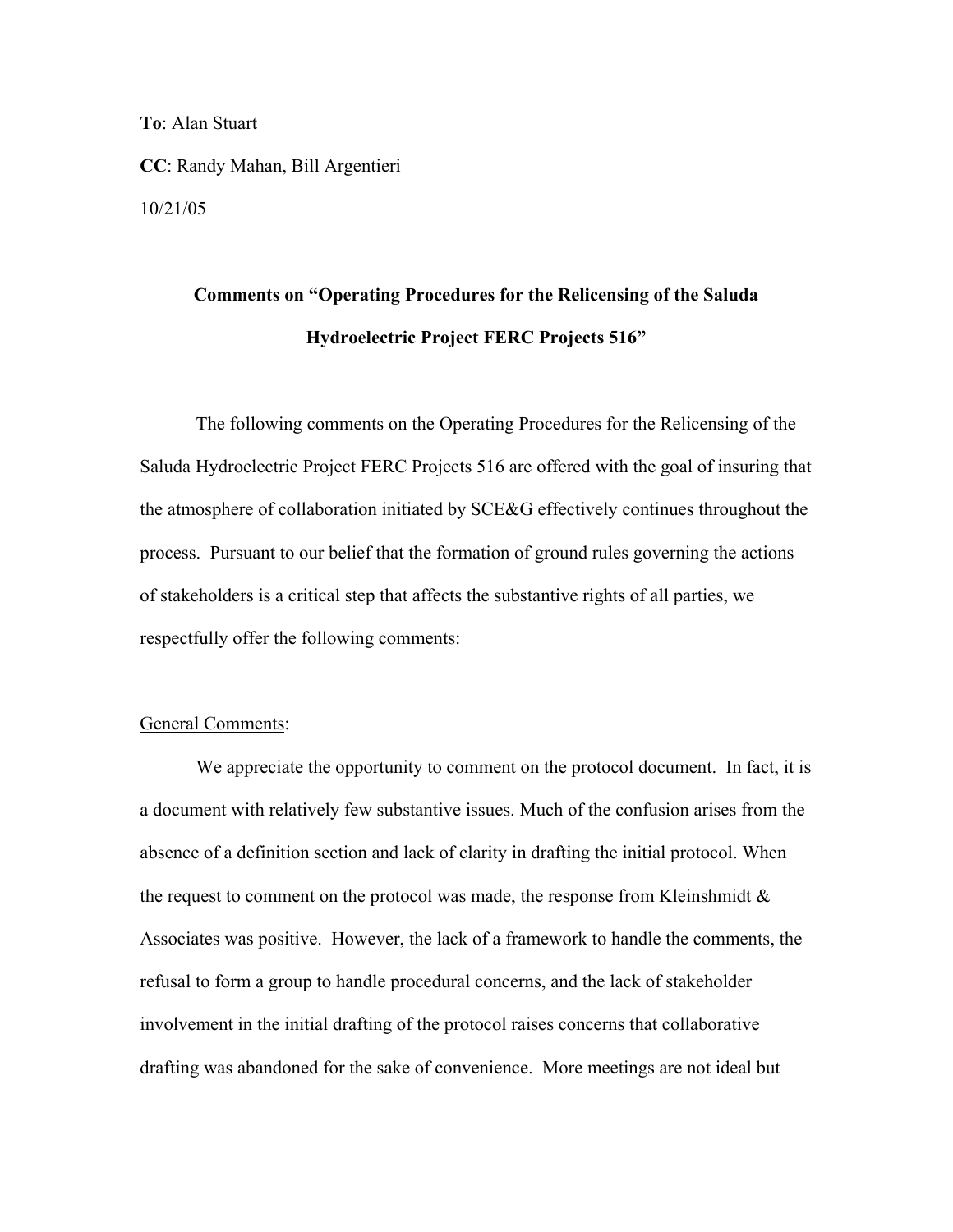**To**: Alan Stuart

**CC**: Randy Mahan, Bill Argentieri

10/21/05

**Comments on "Operating Procedures for the Relicensing of the Saluda Hydroelectric Project FERC Projects 516"**

The following comments on the Operating Procedures for the Relicensing of the Saluda Hydroelectric Project FERC Projects 516 are offered with the goal of insuring that the atmosphere of collaboration initiated by SCE&G effectively continues throughout the process. Pursuant to our belief that the formation of ground rules governing the actions of stakeholders is a critical step that affects the substantive rights of all parties, we respectfully offer the following comments:

General Comments:

We appreciate the opportunity to comment on the protocol document. In fact, it is a document with relatively few substantive issues. Much of the confusion arises from the absence of a definition section and lack of clarity in drafting the initial protocol. When the request to comment on the protocol was made, the response from Kleinshmidt & Associates was positive. However, the lack of a framework to handle the comments, the refusal to form a group to handle procedural concerns, and the lack of stakeholder involvement in the initial drafting of the protocol raises concerns that collaborative drafting was abandoned for the sake of convenience. More meetings are not ideal but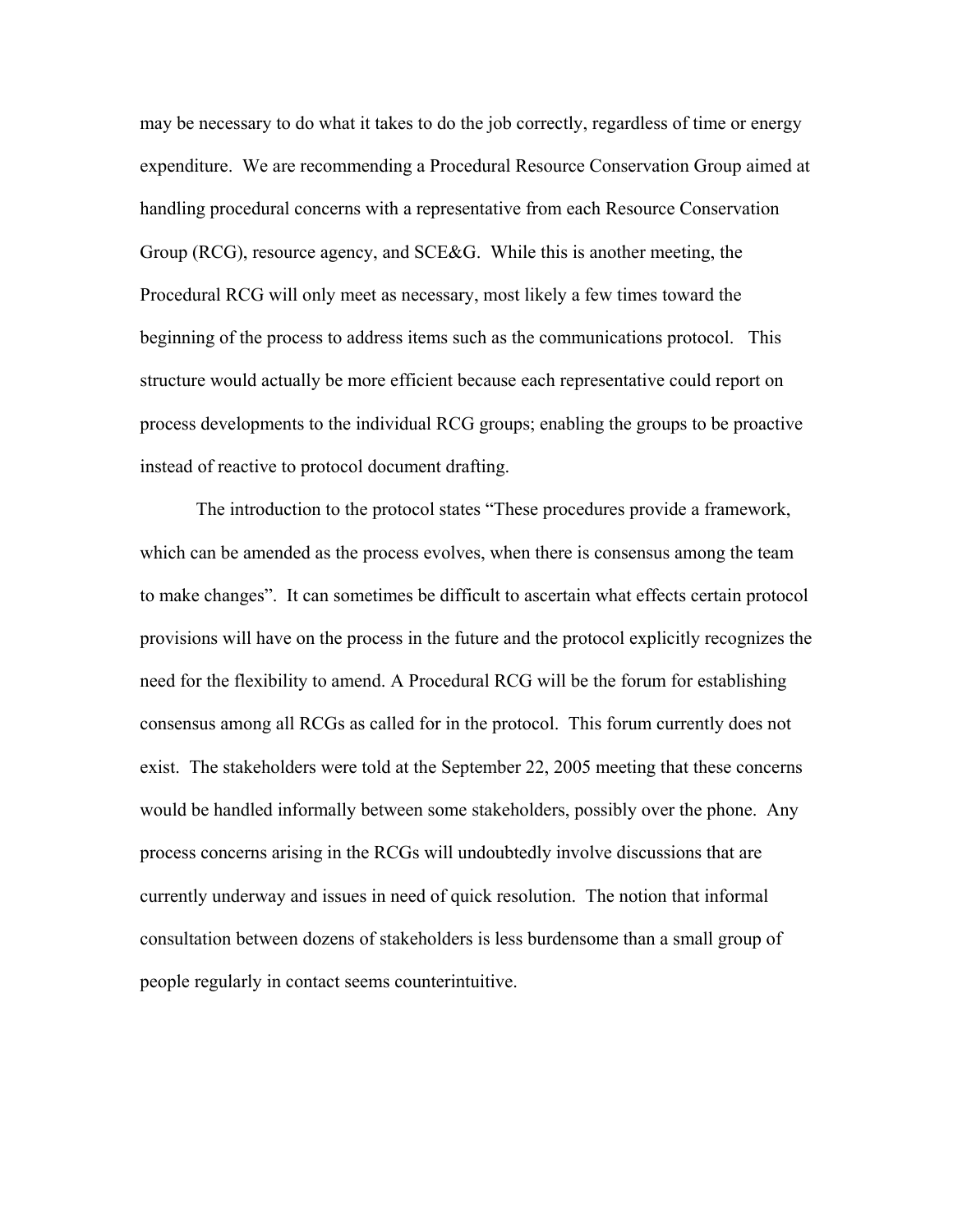may be necessary to do what it takes to do the job correctly, regardless of time or energy expenditure. We are recommending a Procedural Resource Conservation Group aimed at handling procedural concerns with a representative from each Resource Conservation Group (RCG), resource agency, and SCE&G. While this is another meeting, the Procedural RCG will only meet as necessary, most likely a few times toward the beginning of the process to address items such as the communications protocol. This structure would actually be more efficient because each representative could report on process developments to the individual RCG groups; enabling the groups to be proactive instead of reactive to protocol document drafting.

The introduction to the protocol states "These procedures provide a framework, which can be amended as the process evolves, when there is consensus among the team to make changes". It can sometimes be difficult to ascertain what effects certain protocol provisions will have on the process in the future and the protocol explicitly recognizes the need for the flexibility to amend. A Procedural RCG will be the forum for establishing consensus among all RCGs as called for in the protocol. This forum currently does not exist. The stakeholders were told at the September 22, 2005 meeting that these concerns would be handled informally between some stakeholders, possibly over the phone. Any process concerns arising in the RCGs will undoubtedly involve discussions that are currently underway and issues in need of quick resolution. The notion that informal consultation between dozens of stakeholders is less burdensome than a small group of people regularly in contact seems counterintuitive.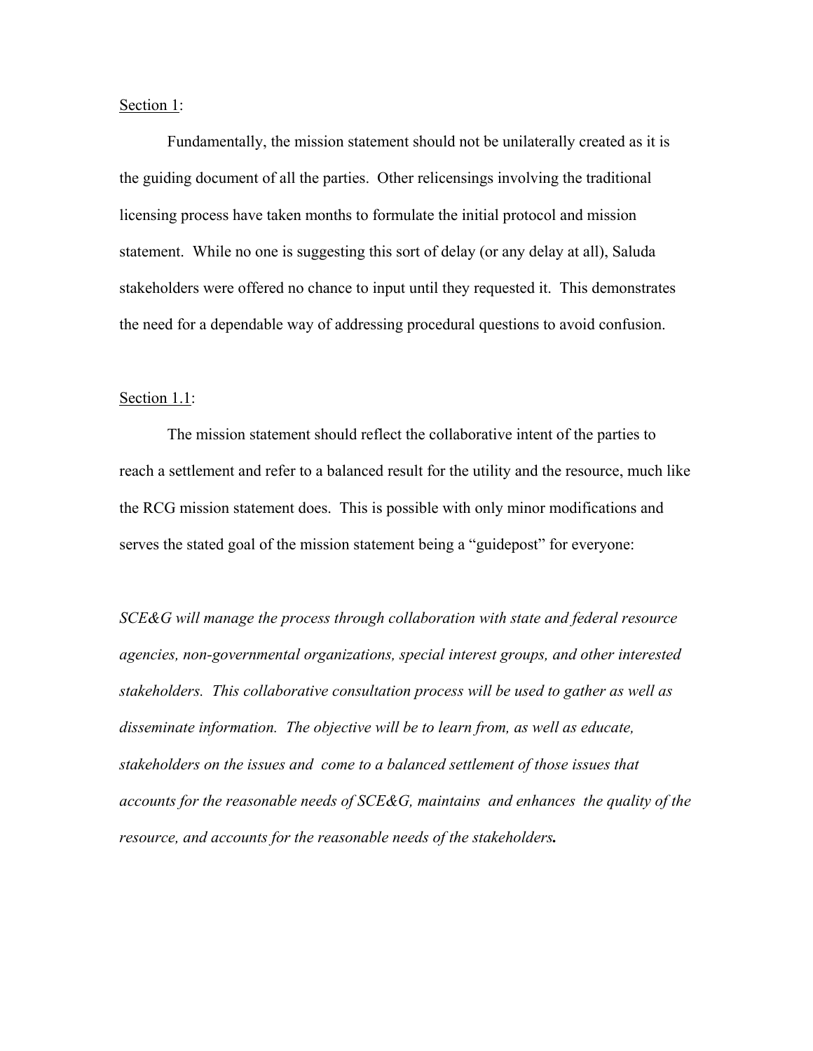<u>Section 1</u>:

Fundamentally, the mission statement should not be unilaterally created as it is the guiding document of all the parties. Other relicensings involving the traditional licensing process have taken months to formulate the initial protocol and mission statement. While no one is suggesting this sort of delay (or any delay at all), Saluda stakeholders were offered no chance to input until they requested it. This demonstrates the need for a dependable way of addressing procedural questions to avoid confusion.

<u>Section 1.1</u>:

The mission statement should reflect the collaborative intent of the parties to reach a settlement and refer to a balanced result for the utility and the resource, much like the RCG mission statement does. This is possible with only minor modifications and serves the stated goal of the mission statement being a "guidepost" for everyone:

*SCE&G will manage the process through collaboration with state and federal resource agencies, non-governmental organizations, special interest groups, and other interested stakeholders. This collaborative consultation process will be used to gather as well as disseminate information. The objective will be to learn from, as well as educate, stakeholders on the issues and come to a balanced settlement of those issues that accounts for the reasonable needs of SCE&G, maintains and enhances the quality of the resource, and accounts for the reasonable needs of the stakeholders.*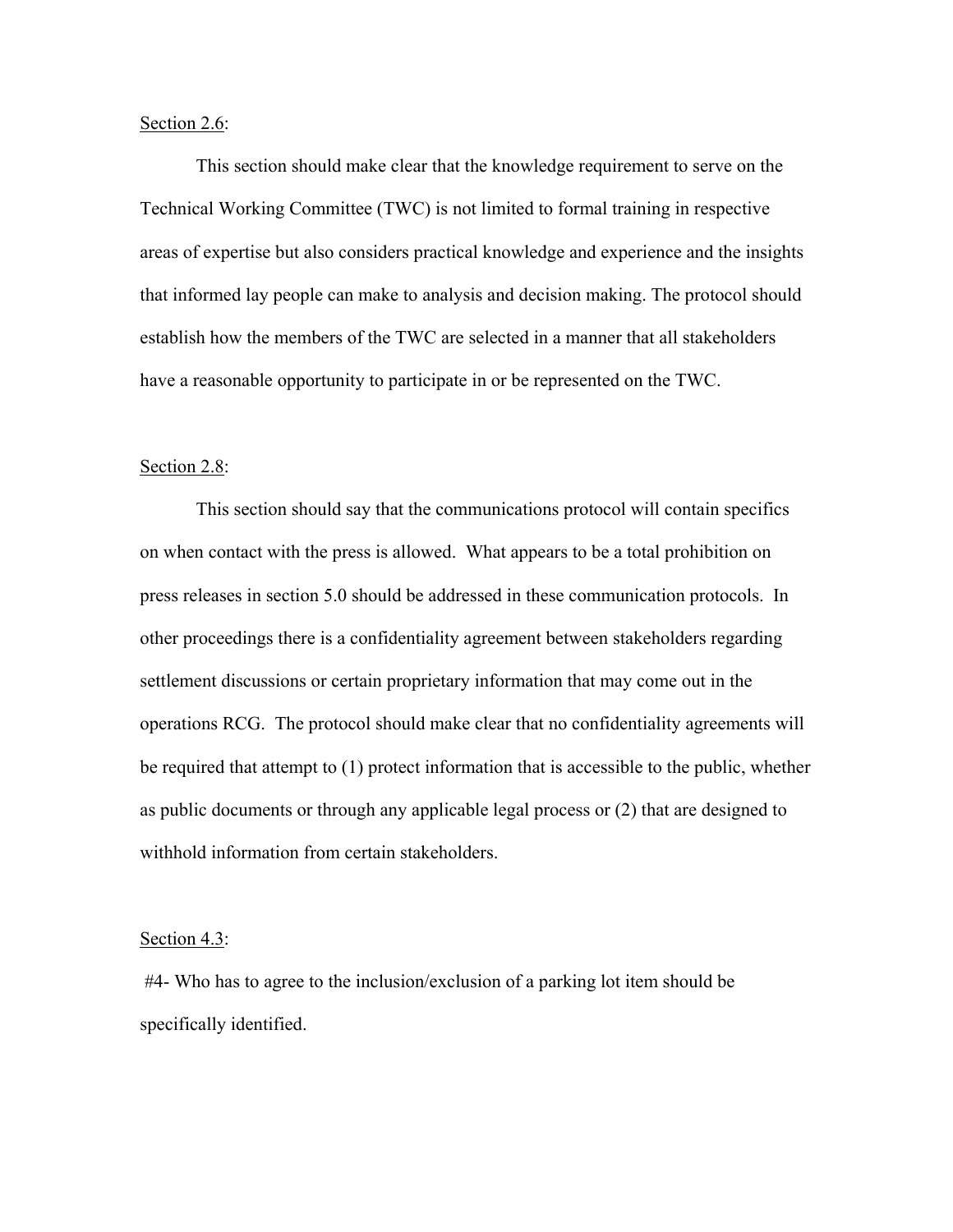Section 2.6:

This section should make clear that the knowledge requirement to serve on the Technical Working Committee (TWC) is not limited to formal training in respective areas of expertise but also considers practical knowledge and experience and the insights that informed lay people can make to analysis and decision making. The protocol should establish how the members of the TWC are selected in a manner that all stakeholders have a reasonable opportunity to participate in or be represented on the TWC.

Section 2.8:

This section should say that the communications protocol will contain specifics on when contact with the press is allowed. What appears to be a total prohibition on press releases in section 5.0 should be addressed in these communication protocols. In other proceedings there is a confidentiality agreement between stakeholders regarding settlement discussions or certain proprietary information that may come out in the operations RCG. The protocol should make clear that no confidentiality agreements will be required that attempt to (1) protect information that is accessible to the public, whether as public documents or through any applicable legal process or (2) that are designed to withhold information from certain stakeholders.

Section 4.3:

#4- Who has to agree to the inclusion/exclusion of a parking lot item should be specifically identified.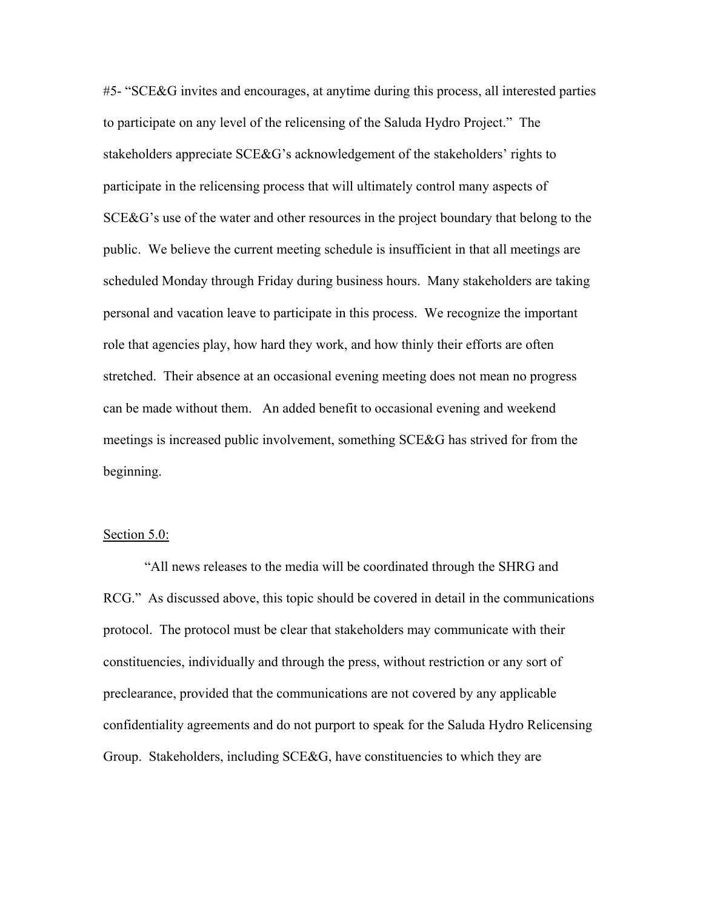#5- "SCE&G invites and encourages, at anytime during this process, all interested parties to participate on any level of the relicensing of the Saluda Hydro Project." The stakeholders appreciate SCE&G's acknowledgement of the stakeholders' rights to participate in the relicensing process that will ultimately control many aspects of SCE&G's use of the water and other resources in the project boundary that belong to the public. We believe the current meeting schedule is insufficient in that all meetings are scheduled Monday through Friday during business hours. Many stakeholders are taking personal and vacation leave to participate in this process. We recognize the important role that agencies play, how hard they work, and how thinly their efforts are often stretched. Their absence at an occasional evening meeting does not mean no progress can be made without them. An added benefit to occasional evening and weekend meetings is increased public involvement, something SCE&G has strived for from the beginning.

<u>Section 5.0:</u>

"All news releases to the media will be coordinated through the SHRG and RCG." As discussed above, this topic should be covered in detail in the communications protocol. The protocol must be clear that stakeholders may communicate with their constituencies, individually and through the press, without restriction or any sort of preclearance, provided that the communications are not covered by any applicable confidentiality agreements and do not purport to speak for the Saluda Hydro Relicensing Group. Stakeholders, including SCE&G, have constituencies to which they are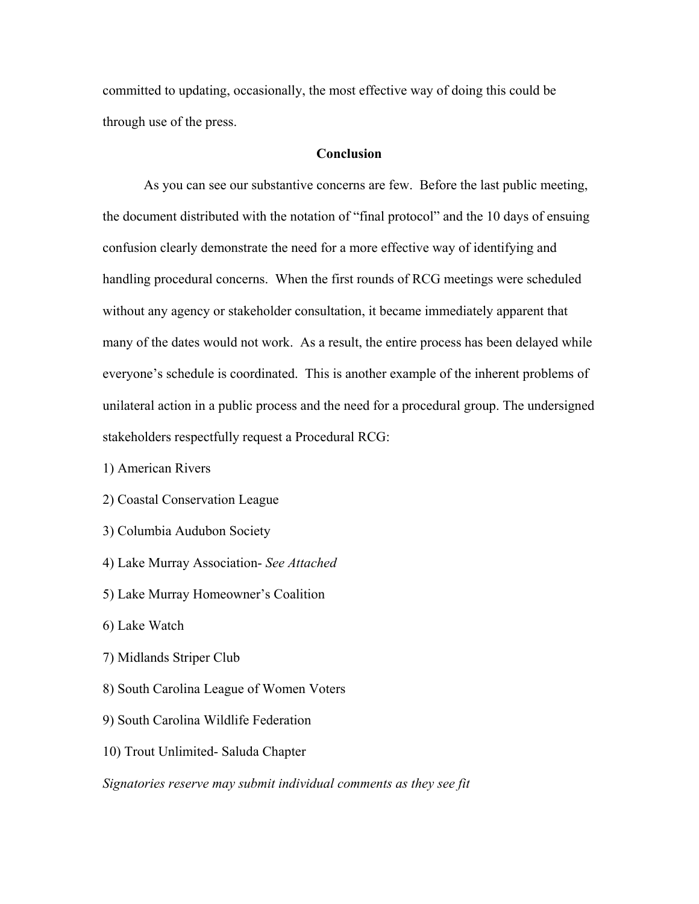committed to updating, occasionally, the most effective way of doing this could be through use of the press.

## Conclusion

As you can see our substantive concerns are few. Before the last public meeting, the document distributed with the notation of "final protocol" and the 10 days of ensuing confusion clearly demonstrate the need for a more effective way of identifying and handling procedural concerns. When the first rounds of RCG meetings were scheduled without any agency or stakeholder consultation, it became immediately apparent that many of the dates would not work. As a result, the entire process has been delayed while everyone's schedule is coordinated. This is another example of the inherent problems of unilateral action in a public process and the need for a procedural group. The undersigned stakeholders respectfully request a Procedural RCG:

1) American Rivers

2) Coastal Conservation League

3) Columbia Audubon Society

4) Lake Murray Association- *See Attached*

5) Lake Murray Homeowner's Coalition

6) Lake Watch

7) Midlands Striper Club

8) South Carolina League of Women Voters

9) South Carolina Wildlife Federation

10) Trout Unlimited- Saluda Chapter

*Signatories reserve may submit individual comments as they see fit*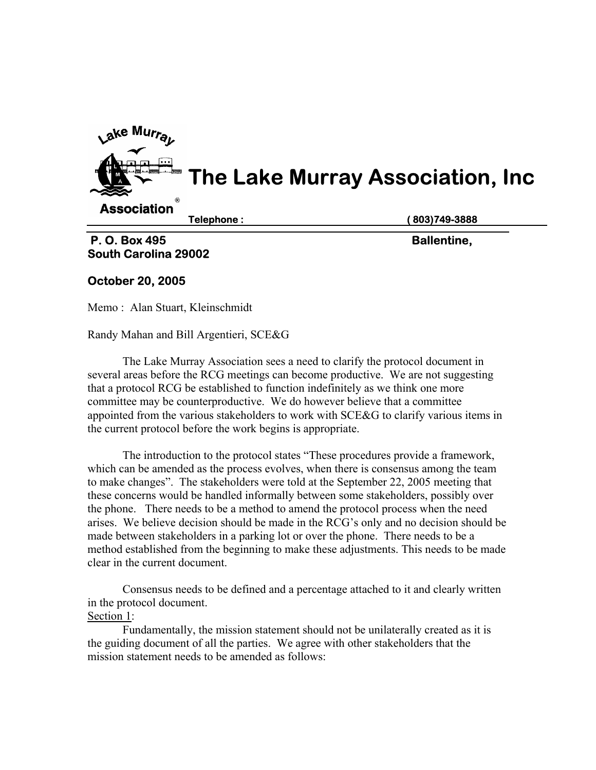# The Lake Murray Association, Inc

**Telephone : ( 803)749-3888**

**P. O. Box 495 Ballentine, South Carolina 29002**

**October 20, 2005**

Memo : Alan Stuart, Kleinschmidt

Randy Mahan and Bill Argentieri, SCE&G

The Lake Murray Association sees a need to clarify the protocol document in several areas before the RCG meetings can become productive. We are not suggesting that a protocol RCG be established to function indefinitely as we think one more committee may be counterproductive. We do however believe that a committee appointed from the various stakeholders to work with SCE&G to clarify various items in the current protocol before the work begins is appropriate.

The introduction to the protocol states "These procedures provide a framework, which can be amended as the process evolves, when there is consensus among the team to make changes". The stakeholders were told at the September 22, 2005 meeting that these concerns would be handled informally between some stakeholders, possibly over the phone. There needs to be a method to amend the protocol process when the need arises. We believe decision should be made in the RCG's only and no decision should be made between stakeholders in a parking lot or over the phone. There needs to be a method established from the beginning to make these adjustments. This needs to be made clear in the current document.

Consensus needs to be defined and a percentage attached to it and clearly written in the protocol document.

Section 1:

Fundamentally, the mission statement should not be unilaterally created as it is the guiding document of all the parties. We agree with other stakeholders that the mission statement needs to be amended as follows: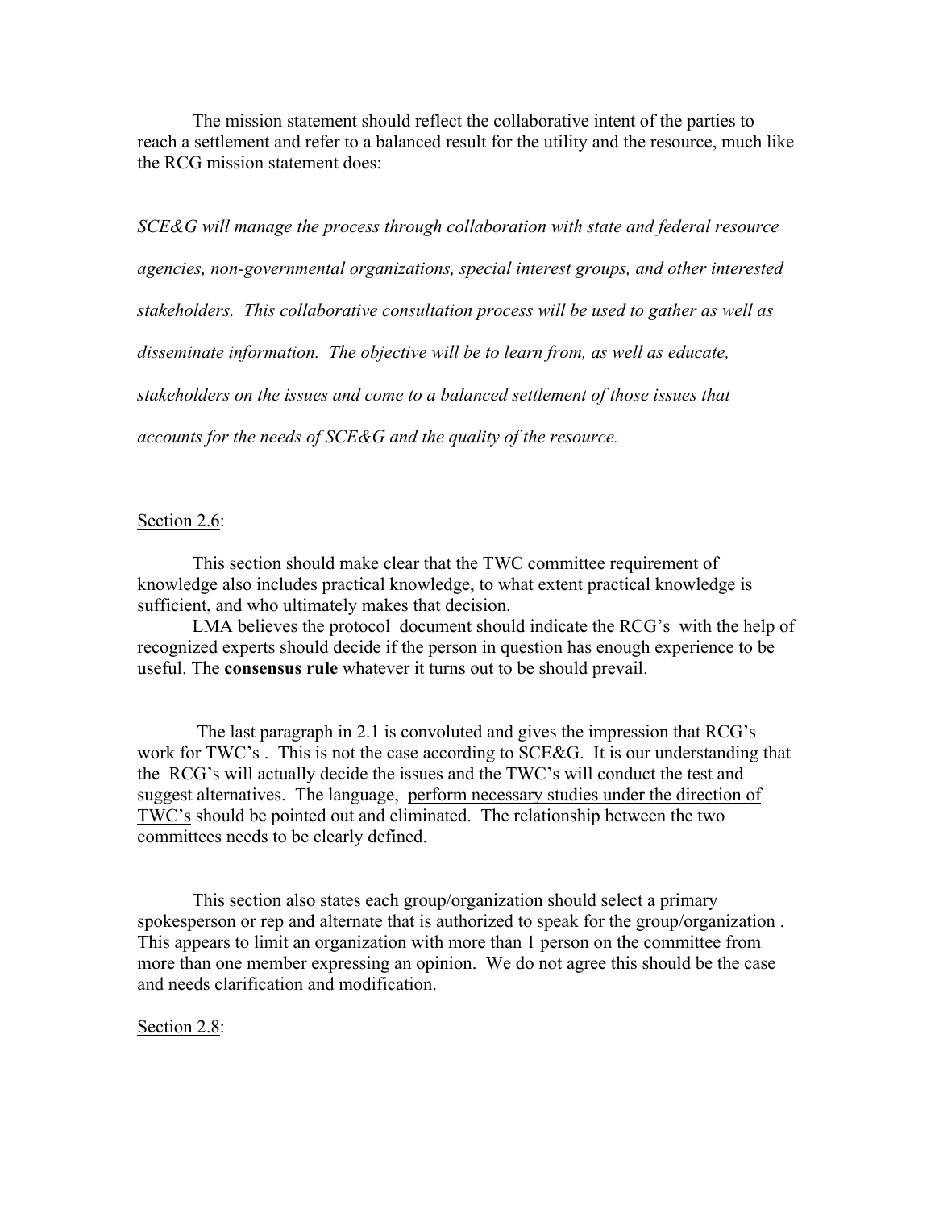The mission statement should reflect the collaborative intent of the parties to reach a settlement and refer to a balanced result for the utility and the resource, much like the RCG mission statement does:

*SCE&G will manage the process through collaboration with state and federal resource agencies, non-governmental organizations, special interest groups, and other interested stakeholders. This collaborative consultation process will be used to gather as well as disseminate information. The objective will be to learn from, as well as educate, stakeholders on the issues and come to a balanced settlement of those issues that accounts for the needs of SCE&G and the quality of the resource.*

<u>Section 2.6</u>:

This section should make clear that the TWC committee requirement of knowledge also includes practical knowledge, to what extent practical knowledge is sufficient, and who ultimately makes that decision.

LMA believes the protocol document should indicate the RCG's with the help of recognized experts should decide if the person in question has enough experience to be useful. The **consensus rule** whatever it turns out to be should prevail.

The last paragraph in 2.1 is convoluted and gives the impression that RCG's work for TWC's . This is not the case according to SCE&G. It is our understanding that the RCG's will actually decide the issues and the TWC's will conduct the test and suggest alternatives. The language, <u>perform necessary studies under the direction of TWC's</u> should be pointed out and eliminated. The relationship between the two committees needs to be clearly defined.

This section also states each group/organization should select a primary spokesperson or rep and alternate that is authorized to speak for the group/organization . This appears to limit an organization with more than 1 person on the committee from more than one member expressing an opinion. We do not agree this should be the case and needs clarification and modification.

<u>Section 2.8</u>: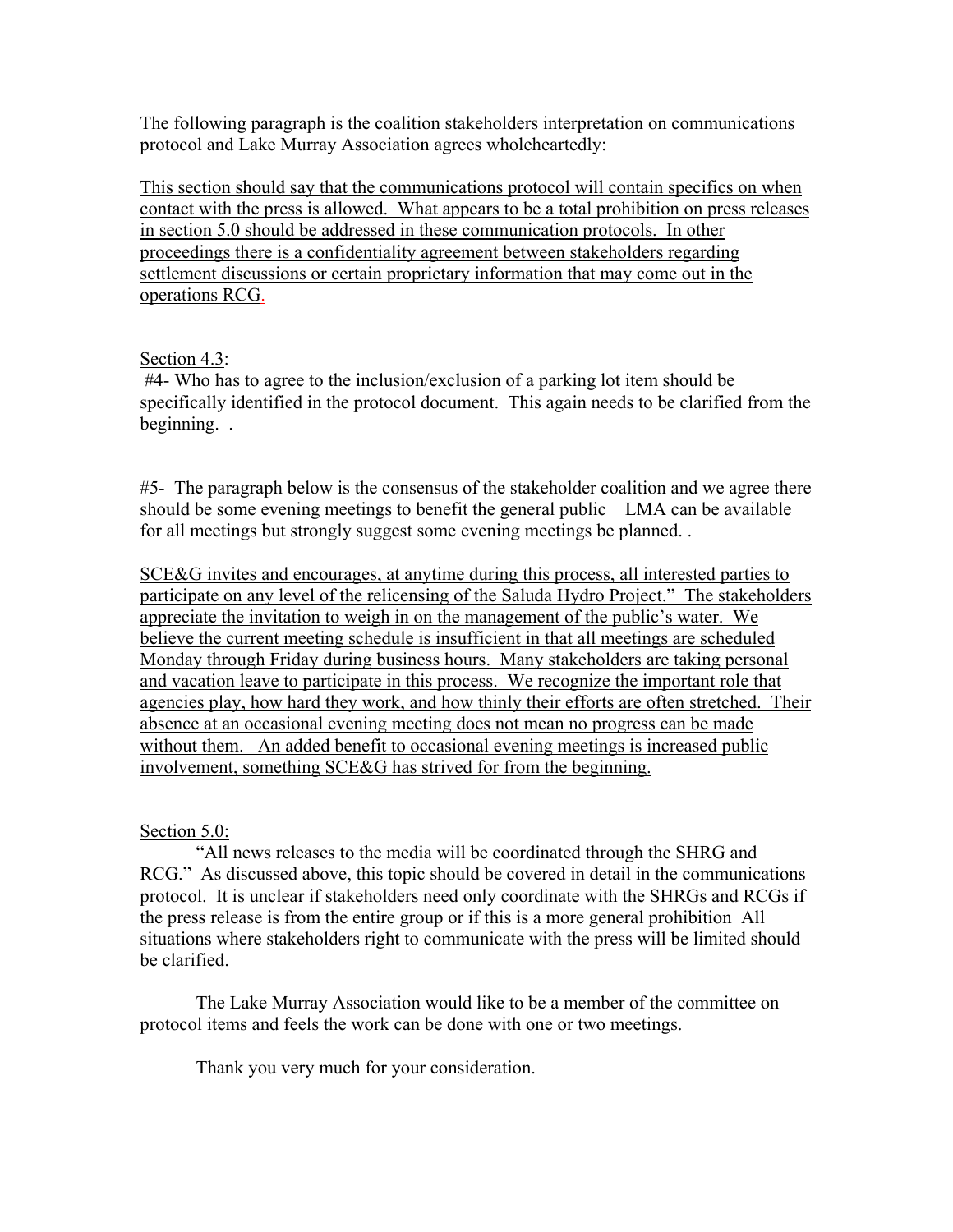The following paragraph is the coalition stakeholders interpretation on communications protocol and Lake Murray Association agrees wholeheartedly:

<u>This section should say that the communications protocol will contain specifics on when contact with the press is allowed. What appears to be a total prohibition on press releases in section 5.0 should be addressed in these communication protocols. In other proceedings there is a confidentiality agreement between stakeholders regarding settlement discussions or certain proprietary information that may come out in the operations RCG.</u>

<u>Section 4.3</u>:

#4- Who has to agree to the inclusion/exclusion of a parking lot item should be specifically identified in the protocol document. This again needs to be clarified from the beginning. .

#5- The paragraph below is the consensus of the stakeholder coalition and we agree there should be some evening meetings to benefit the general public LMA can be available for all meetings but strongly suggest some evening meetings be planned. .

<u>SCE&G invites and encourages, at anytime during this process, all interested parties to participate on any level of the relicensing of the Saluda Hydro Project." The stakeholders appreciate the invitation to weigh in on the management of the public's water. We believe the current meeting schedule is insufficient in that all meetings are scheduled Monday through Friday during business hours. Many stakeholders are taking personal and vacation leave to participate in this process. We recognize the important role that agencies play, how hard they work, and how thinly their efforts are often stretched. Their absence at an occasional evening meeting does not mean no progress can be made without them. An added benefit to occasional evening meetings is increased public involvement, something SCE&G has strived for from the beginning.</u>

<u>Section 5.0</u>:

"All news releases to the media will be coordinated through the SHRG and RCG." As discussed above, this topic should be covered in detail in the communications protocol. It is unclear if stakeholders need only coordinate with the SHRGs and RCGs if the press release is from the entire group or if this is a more general prohibition All situations where stakeholders right to communicate with the press will be limited should be clarified.

The Lake Murray Association would like to be a member of the committee on protocol items and feels the work can be done with one or two meetings.

Thank you very much for your consideration.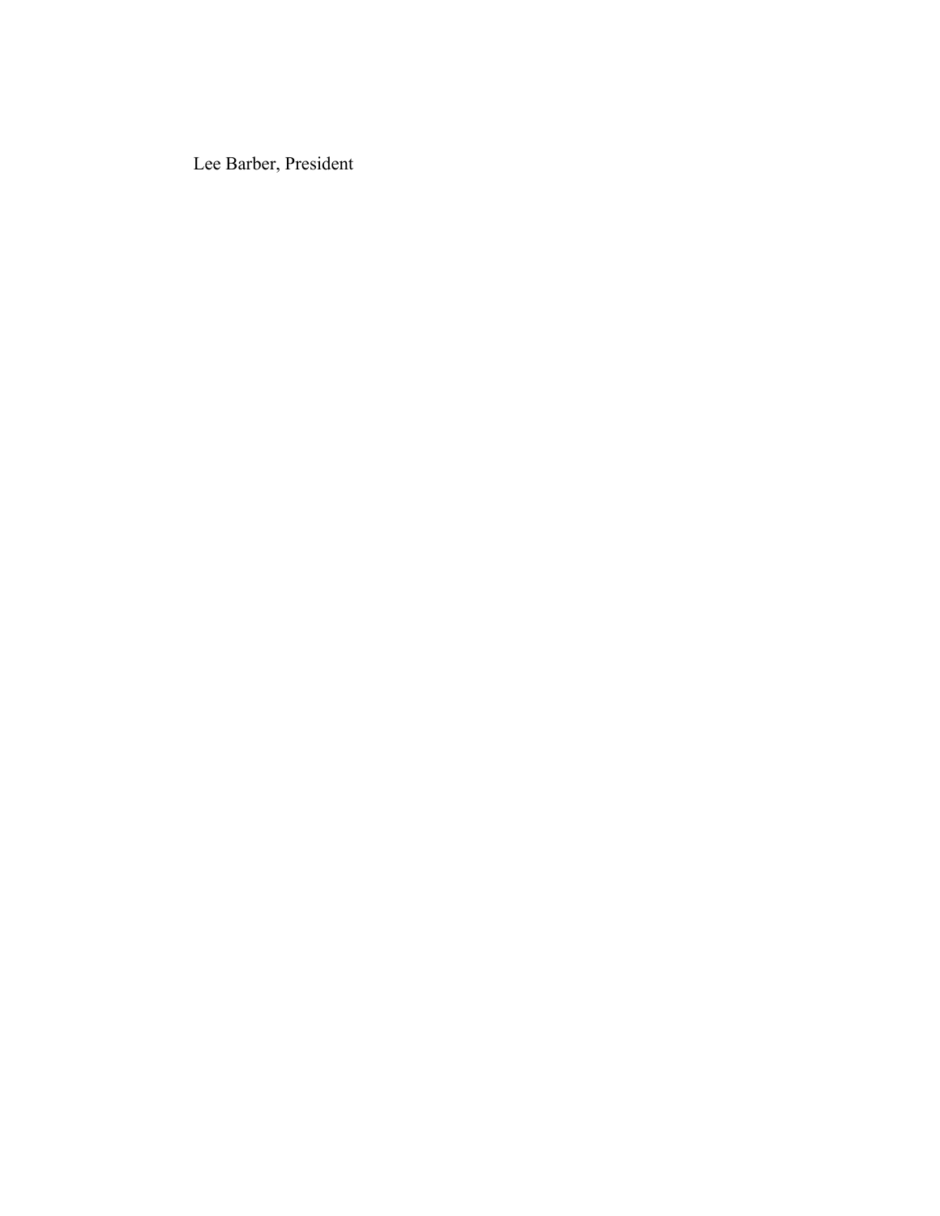Lee Barber, President